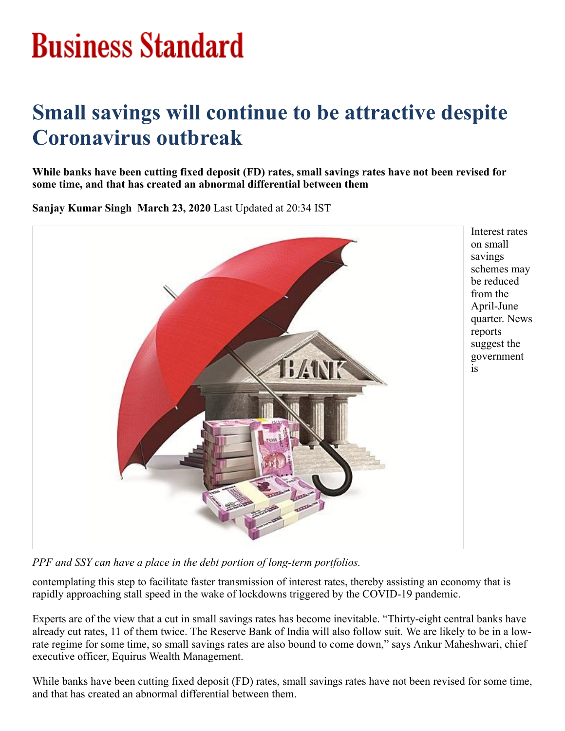# Business Standard

# Small savings will continue to be attractive despite Coronavirus outbreak

**While banks have been cutting fixed deposit (FD) rates, small savings rates have not been revised for some time, and that has created an abnormal differential between them**

**Sanjay Kumar Singh March 23, 2020** Last Updated at 20:34 IST

*PPF and SSY can have a place in the debt portion of long-term portfolios.*

Interest rates on small savings schemes may be reduced from the April-June quarter. News reports suggest the government is contemplating this step to facilitate faster transmission of interest rates, thereby assisting an economy that is rapidly approaching stall speed in the wake of lockdowns triggered by the COVID-19 pandemic.

Experts are of the view that a cut in small savings rates has become inevitable. "Thirty-eight central banks have already cut rates, 11 of them twice. The Reserve Bank of India will also follow suit. We are likely to be in a low-rate regime for some time, so small savings rates are also bound to come down," says Ankur Maheshwari, chief executive officer, Equirus Wealth Management.

While banks have been cutting fixed deposit (FD) rates, small savings rates have not been revised for some time, and that has created an abnormal differential between them.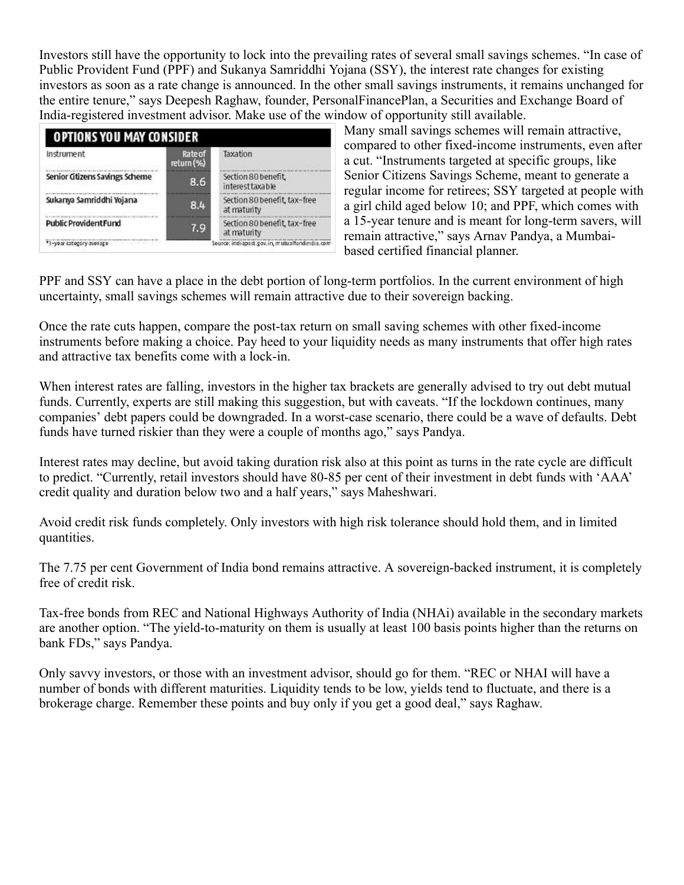Investors still have the opportunity to lock into the prevailing rates of several small savings schemes. “In case of Public Provident Fund (PPF) and Sukanya Samriddhi Yojana (SSY), the interest rate changes for existing investors as soon as a rate change is announced. In the other small savings instruments, it remains unchanged for the entire tenure,” says Deepesh Raghaw, founder, PersonalFinancePlan, a Securities and Exchange Board of India-registered investment advisor. Make use of the window of opportunity still available.

**OPTIONS YOU MAY CONSIDER**

| Instrument | Rate of return (%) | Taxation |
|---|---|---|
| Senior Citizens Savings Scheme | 8.6 | Section 80 benefit, interest taxable |
| Sukanya Samriddhi Yojana | 8.4 | Section 80 benefit, tax-free at maturity |
| Public Provident Fund | 7.9 | Section 80 benefit, tax-free at maturity |

*3-year category average

Source: indiapost.gov.in, mutualfundindia.com

Many small savings schemes will remain attractive, compared to other fixed-income instruments, even after a cut. “Instruments targeted at specific groups, like Senior Citizens Savings Scheme, meant to generate a regular income for retirees; SSY targeted at people with a girl child aged below 10; and PPF, which comes with a 15-year tenure and is meant for long-term savers, will remain attractive,” says Arnav Pandya, a Mumbai-based certified financial planner.

PPF and SSY can have a place in the debt portion of long-term portfolios. In the current environment of high uncertainty, small savings schemes will remain attractive due to their sovereign backing.

Once the rate cuts happen, compare the post-tax return on small saving schemes with other fixed-income instruments before making a choice. Pay heed to your liquidity needs as many instruments that offer high rates and attractive tax benefits come with a lock-in.

When interest rates are falling, investors in the higher tax brackets are generally advised to try out debt mutual funds. Currently, experts are still making this suggestion, but with caveats. “If the lockdown continues, many companies’ debt papers could be downgraded. In a worst-case scenario, there could be a wave of defaults. Debt funds have turned riskier than they were a couple of months ago,” says Pandya.

Interest rates may decline, but avoid taking duration risk also at this point as turns in the rate cycle are difficult to predict. “Currently, retail investors should have 80-85 per cent of their investment in debt funds with ‘AAA’ credit quality and duration below two and a half years,” says Maheshwari.

Avoid credit risk funds completely. Only investors with high risk tolerance should hold them, and in limited quantities.

The 7.75 per cent Government of India bond remains attractive. A sovereign-backed instrument, it is completely free of credit risk.

Tax-free bonds from REC and National Highways Authority of India (NHAi) available in the secondary markets are another option. “The yield-to-maturity on them is usually at least 100 basis points higher than the returns on bank FDs,” says Pandya.

Only savvy investors, or those with an investment advisor, should go for them. “REC or NHAI will have a number of bonds with different maturities. Liquidity tends to be low, yields tend to fluctuate, and there is a brokerage charge. Remember these points and buy only if you get a good deal,” says Raghaw.